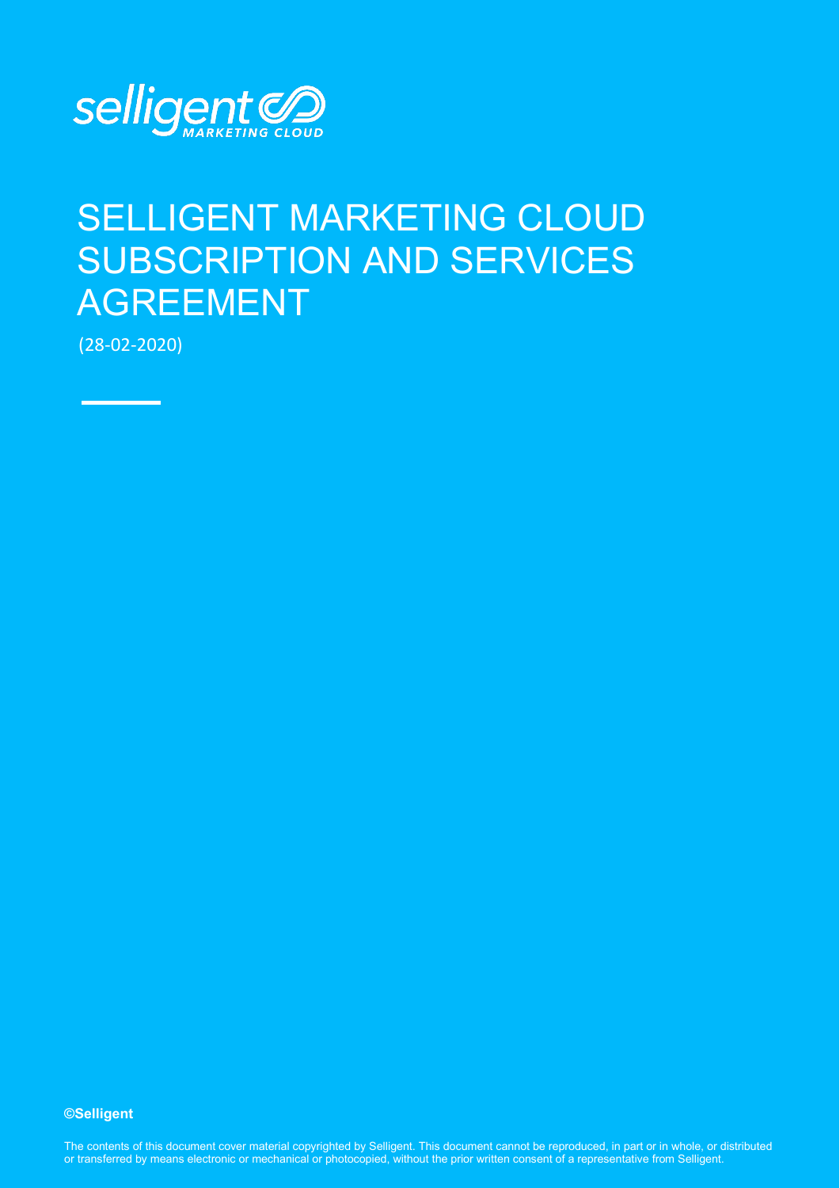selligent MARKETING CLOUD

# SELLIGENT MARKETING CLOUD SUBSCRIPTION AND SERVICES AGREEMENT

(28-02-2020)

**©Selligent**

The contents of this document cover material copyrighted by Selligent. This document cannot be reproduced, in part or in whole, or distributed or transferred by means electronic or mechanical or photocopied, without the prior written consent of a representative from Selligent.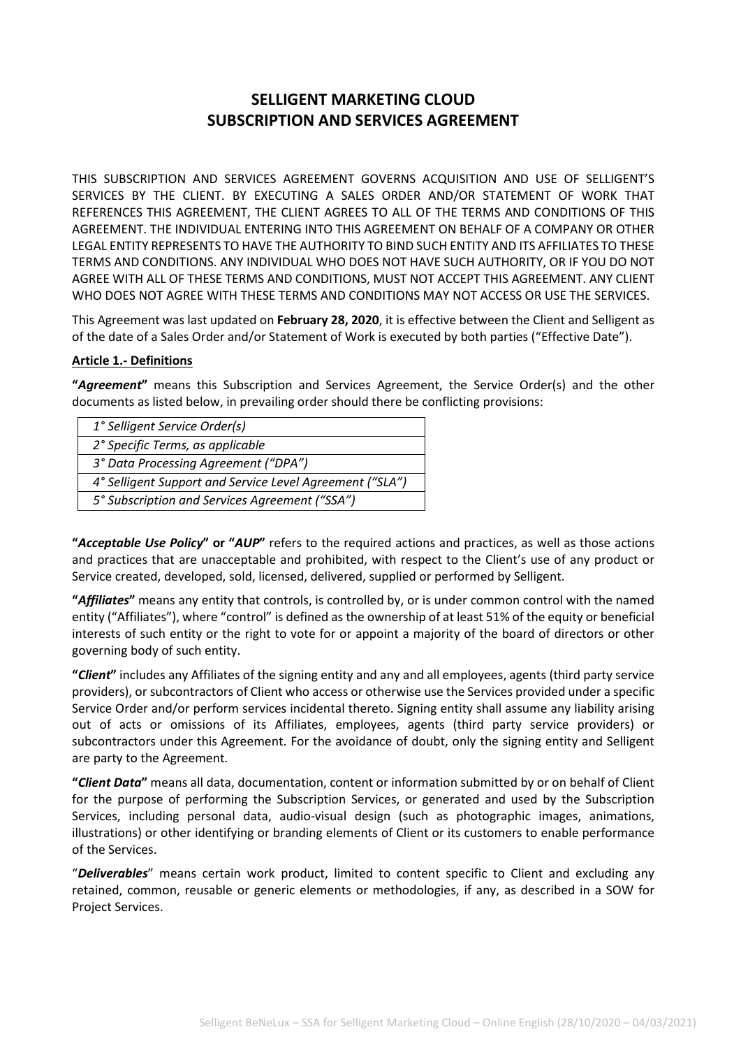# SELLIGENT MARKETING CLOUD SUBSCRIPTION AND SERVICES AGREEMENT

THIS SUBSCRIPTION AND SERVICES AGREEMENT GOVERNS ACQUISITION AND USE OF SELLIGENT'S SERVICES BY THE CLIENT. BY EXECUTING A SALES ORDER AND/OR STATEMENT OF WORK THAT REFERENCES THIS AGREEMENT, THE CLIENT AGREES TO ALL OF THE TERMS AND CONDITIONS OF THIS AGREEMENT. THE INDIVIDUAL ENTERING INTO THIS AGREEMENT ON BEHALF OF A COMPANY OR OTHER LEGAL ENTITY REPRESENTS TO HAVE THE AUTHORITY TO BIND SUCH ENTITY AND ITS AFFILIATES TO THESE TERMS AND CONDITIONS. ANY INDIVIDUAL WHO DOES NOT HAVE SUCH AUTHORITY, OR IF YOU DO NOT AGREE WITH ALL OF THESE TERMS AND CONDITIONS, MUST NOT ACCEPT THIS AGREEMENT. ANY CLIENT WHO DOES NOT AGREE WITH THESE TERMS AND CONDITIONS MAY NOT ACCESS OR USE THE SERVICES.

This Agreement was last updated on **February 28, 2020**, it is effective between the Client and Selligent as of the date of a Sales Order and/or Statement of Work is executed by both parties ("Effective Date").

**Article 1.- Definitions**

**"*Agreement*"** means this Subscription and Services Agreement, the Service Order(s) and the other documents as listed below, in prevailing order should there be conflicting provisions:

| *1° Selligent Service Order(s)* |
|---|
| *2° Specific Terms, as applicable* |
| *3° Data Processing Agreement ("DPA")* |
| *4° Selligent Support and Service Level Agreement ("SLA")* |
| *5° Subscription and Services Agreement ("SSA")* |

**"*Acceptable Use Policy*" or "*AUP*"** refers to the required actions and practices, as well as those actions and practices that are unacceptable and prohibited, with respect to the Client's use of any product or Service created, developed, sold, licensed, delivered, supplied or performed by Selligent.

**"*Affiliates*"** means any entity that controls, is controlled by, or is under common control with the named entity ("Affiliates"), where "control" is defined as the ownership of at least 51% of the equity or beneficial interests of such entity or the right to vote for or appoint a majority of the board of directors or other governing body of such entity.

**"*Client*"** includes any Affiliates of the signing entity and any and all employees, agents (third party service providers), or subcontractors of Client who access or otherwise use the Services provided under a specific Service Order and/or perform services incidental thereto. Signing entity shall assume any liability arising out of acts or omissions of its Affiliates, employees, agents (third party service providers) or subcontractors under this Agreement. For the avoidance of doubt, only the signing entity and Selligent are party to the Agreement.

**"*Client Data*"** means all data, documentation, content or information submitted by or on behalf of Client for the purpose of performing the Subscription Services, or generated and used by the Subscription Services, including personal data, audio-visual design (such as photographic images, animations, illustrations) or other identifying or branding elements of Client or its customers to enable performance of the Services.

"***Deliverables***" means certain work product, limited to content specific to Client and excluding any retained, common, reusable or generic elements or methodologies, if any, as described in a SOW for Project Services.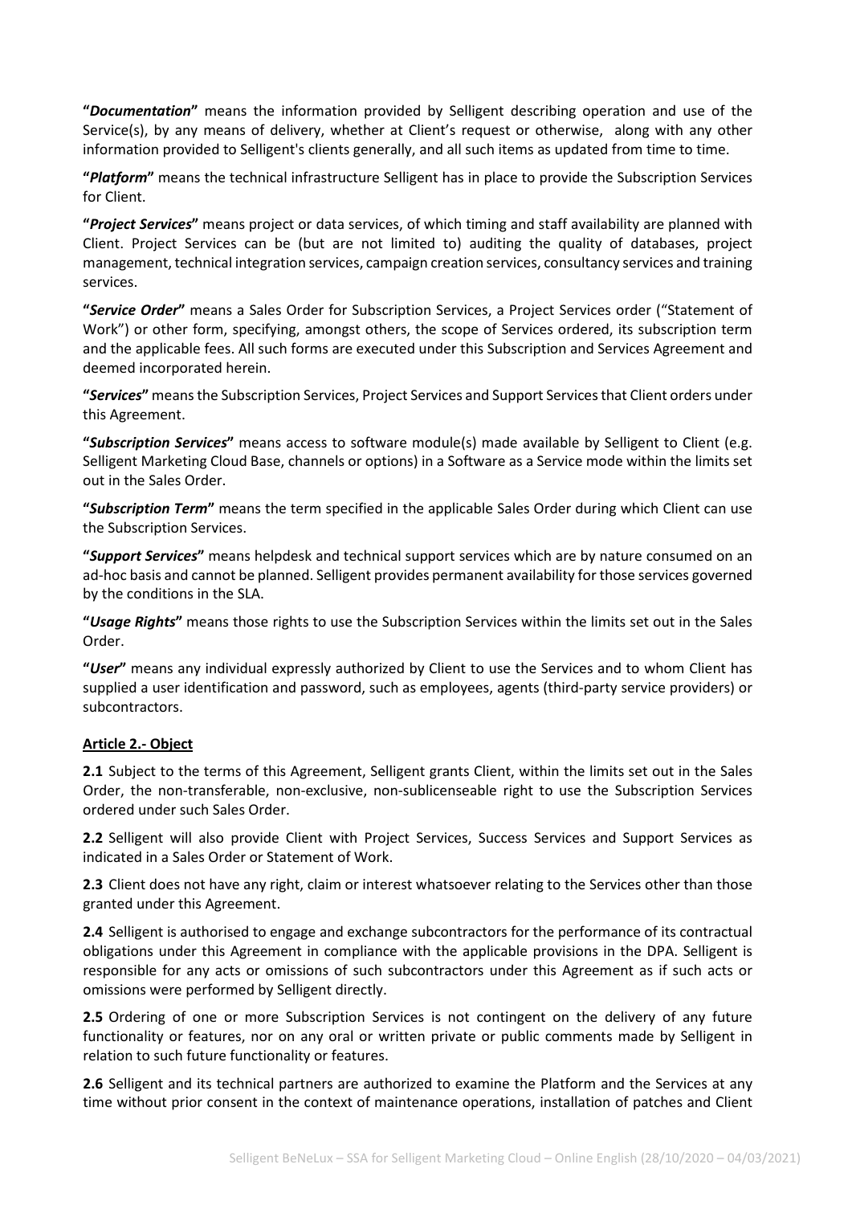**"*Documentation*"** means the information provided by Selligent describing operation and use of the Service(s), by any means of delivery, whether at Client's request or otherwise, along with any other information provided to Selligent's clients generally, and all such items as updated from time to time.

**"*Platform*"** means the technical infrastructure Selligent has in place to provide the Subscription Services for Client.

**"*Project Services*"** means project or data services, of which timing and staff availability are planned with Client. Project Services can be (but are not limited to) auditing the quality of databases, project management, technical integration services, campaign creation services, consultancy services and training services.

**"*Service Order*"** means a Sales Order for Subscription Services, a Project Services order ("Statement of Work") or other form, specifying, amongst others, the scope of Services ordered, its subscription term and the applicable fees. All such forms are executed under this Subscription and Services Agreement and deemed incorporated herein.

**"*Services*"** means the Subscription Services, Project Services and Support Services that Client orders under this Agreement.

**"*Subscription Services*"** means access to software module(s) made available by Selligent to Client (e.g. Selligent Marketing Cloud Base, channels or options) in a Software as a Service mode within the limits set out in the Sales Order.

**"*Subscription Term*"** means the term specified in the applicable Sales Order during which Client can use the Subscription Services.

**"*Support Services*"** means helpdesk and technical support services which are by nature consumed on an ad-hoc basis and cannot be planned. Selligent provides permanent availability for those services governed by the conditions in the SLA.

**"*Usage Rights*"** means those rights to use the Subscription Services within the limits set out in the Sales Order.

**"*User*"** means any individual expressly authorized by Client to use the Services and to whom Client has supplied a user identification and password, such as employees, agents (third-party service providers) or subcontractors.

## Article 2.- Object

**2.1** Subject to the terms of this Agreement, Selligent grants Client, within the limits set out in the Sales Order, the non-transferable, non-exclusive, non-sublicenseable right to use the Subscription Services ordered under such Sales Order.

**2.2** Selligent will also provide Client with Project Services, Success Services and Support Services as indicated in a Sales Order or Statement of Work.

**2.3** Client does not have any right, claim or interest whatsoever relating to the Services other than those granted under this Agreement.

**2.4** Selligent is authorised to engage and exchange subcontractors for the performance of its contractual obligations under this Agreement in compliance with the applicable provisions in the DPA. Selligent is responsible for any acts or omissions of such subcontractors under this Agreement as if such acts or omissions were performed by Selligent directly.

**2.5** Ordering of one or more Subscription Services is not contingent on the delivery of any future functionality or features, nor on any oral or written private or public comments made by Selligent in relation to such future functionality or features.

**2.6** Selligent and its technical partners are authorized to examine the Platform and the Services at any time without prior consent in the context of maintenance operations, installation of patches and Client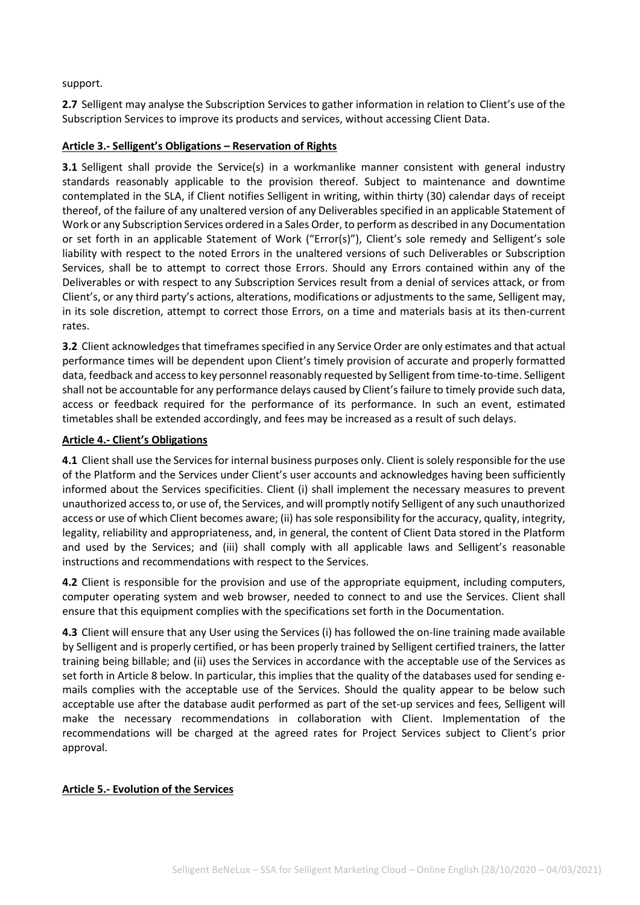support.

**2.7** Selligent may analyse the Subscription Services to gather information in relation to Client's use of the Subscription Services to improve its products and services, without accessing Client Data.

**Article 3.- Selligent's Obligations – Reservation of Rights**

**3.1** Selligent shall provide the Service(s) in a workmanlike manner consistent with general industry standards reasonably applicable to the provision thereof. Subject to maintenance and downtime contemplated in the SLA, if Client notifies Selligent in writing, within thirty (30) calendar days of receipt thereof, of the failure of any unaltered version of any Deliverables specified in an applicable Statement of Work or any Subscription Services ordered in a Sales Order, to perform as described in any Documentation or set forth in an applicable Statement of Work ("Error(s)"), Client's sole remedy and Selligent's sole liability with respect to the noted Errors in the unaltered versions of such Deliverables or Subscription Services, shall be to attempt to correct those Errors. Should any Errors contained within any of the Deliverables or with respect to any Subscription Services result from a denial of services attack, or from Client's, or any third party's actions, alterations, modifications or adjustments to the same, Selligent may, in its sole discretion, attempt to correct those Errors, on a time and materials basis at its then-current rates.

**3.2** Client acknowledges that timeframes specified in any Service Order are only estimates and that actual performance times will be dependent upon Client's timely provision of accurate and properly formatted data, feedback and access to key personnel reasonably requested by Selligent from time-to-time. Selligent shall not be accountable for any performance delays caused by Client's failure to timely provide such data, access or feedback required for the performance of its performance. In such an event, estimated timetables shall be extended accordingly, and fees may be increased as a result of such delays.

**Article 4.- Client's Obligations**

**4.1** Client shall use the Services for internal business purposes only. Client is solely responsible for the use of the Platform and the Services under Client's user accounts and acknowledges having been sufficiently informed about the Services specificities. Client (i) shall implement the necessary measures to prevent unauthorized access to, or use of, the Services, and will promptly notify Selligent of any such unauthorized access or use of which Client becomes aware; (ii) has sole responsibility for the accuracy, quality, integrity, legality, reliability and appropriateness, and, in general, the content of Client Data stored in the Platform and used by the Services; and (iii) shall comply with all applicable laws and Selligent's reasonable instructions and recommendations with respect to the Services.

**4.2** Client is responsible for the provision and use of the appropriate equipment, including computers, computer operating system and web browser, needed to connect to and use the Services. Client shall ensure that this equipment complies with the specifications set forth in the Documentation.

**4.3** Client will ensure that any User using the Services (i) has followed the on-line training made available by Selligent and is properly certified, or has been properly trained by Selligent certified trainers, the latter training being billable; and (ii) uses the Services in accordance with the acceptable use of the Services as set forth in Article 8 below. In particular, this implies that the quality of the databases used for sending e-mails complies with the acceptable use of the Services. Should the quality appear to be below such acceptable use after the database audit performed as part of the set-up services and fees, Selligent will make the necessary recommendations in collaboration with Client. Implementation of the recommendations will be charged at the agreed rates for Project Services subject to Client's prior approval.

**Article 5.- Evolution of the Services**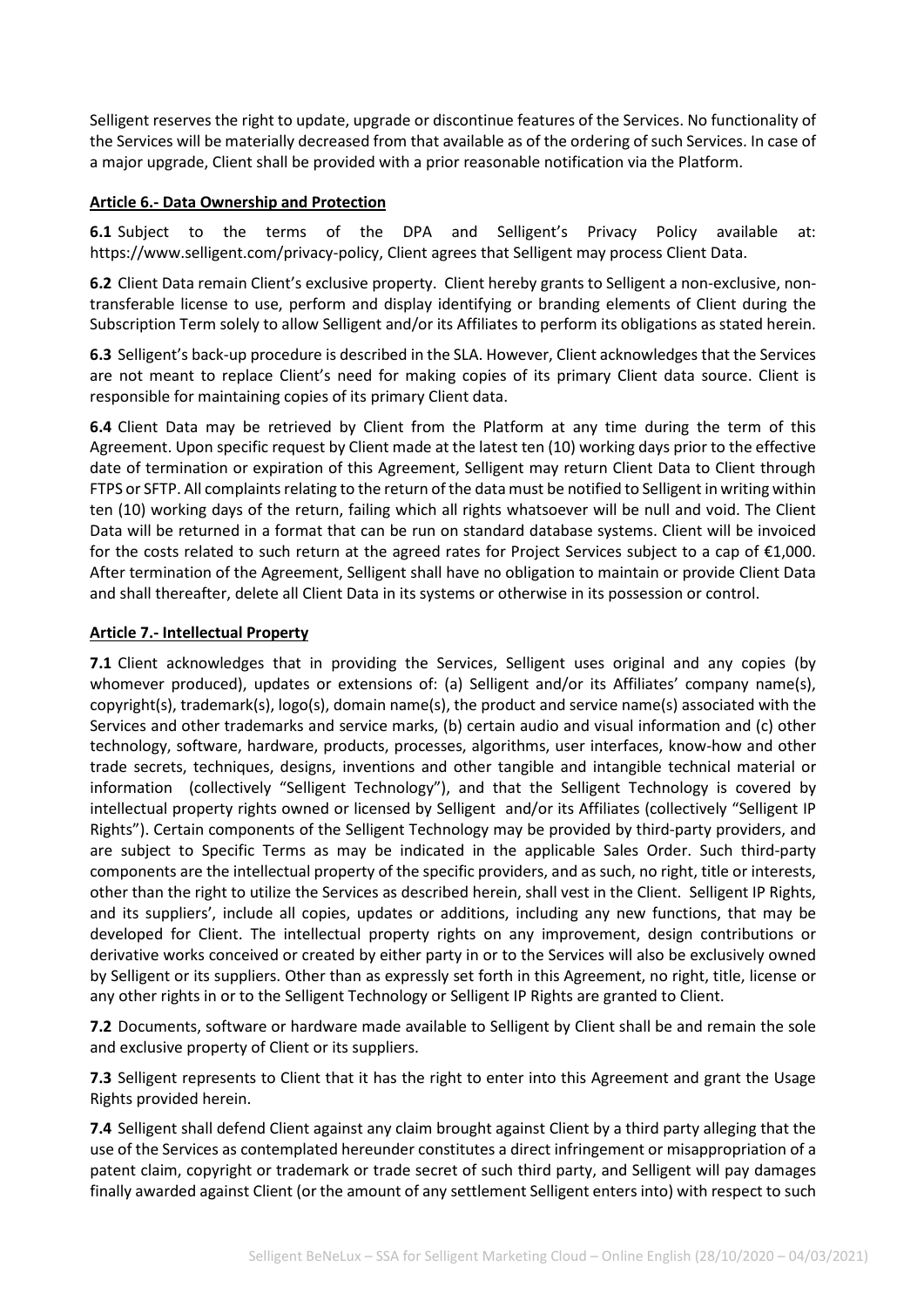Selligent reserves the right to update, upgrade or discontinue features of the Services. No functionality of the Services will be materially decreased from that available as of the ordering of such Services. In case of a major upgrade, Client shall be provided with a prior reasonable notification via the Platform.

**Article 6.- Data Ownership and Protection**

**6.1** Subject to the terms of the DPA and Selligent's Privacy Policy available at: https://www.selligent.com/privacy-policy, Client agrees that Selligent may process Client Data.

**6.2** Client Data remain Client's exclusive property. Client hereby grants to Selligent a non-exclusive, non-transferable license to use, perform and display identifying or branding elements of Client during the Subscription Term solely to allow Selligent and/or its Affiliates to perform its obligations as stated herein.

**6.3** Selligent's back-up procedure is described in the SLA. However, Client acknowledges that the Services are not meant to replace Client's need for making copies of its primary Client data source. Client is responsible for maintaining copies of its primary Client data.

**6.4** Client Data may be retrieved by Client from the Platform at any time during the term of this Agreement. Upon specific request by Client made at the latest ten (10) working days prior to the effective date of termination or expiration of this Agreement, Selligent may return Client Data to Client through FTPS or SFTP. All complaints relating to the return of the data must be notified to Selligent in writing within ten (10) working days of the return, failing which all rights whatsoever will be null and void. The Client Data will be returned in a format that can be run on standard database systems. Client will be invoiced for the costs related to such return at the agreed rates for Project Services subject to a cap of €1,000. After termination of the Agreement, Selligent shall have no obligation to maintain or provide Client Data and shall thereafter, delete all Client Data in its systems or otherwise in its possession or control.

**Article 7.- Intellectual Property**

**7.1** Client acknowledges that in providing the Services, Selligent uses original and any copies (by whomever produced), updates or extensions of: (a) Selligent and/or its Affiliates' company name(s), copyright(s), trademark(s), logo(s), domain name(s), the product and service name(s) associated with the Services and other trademarks and service marks, (b) certain audio and visual information and (c) other technology, software, hardware, products, processes, algorithms, user interfaces, know-how and other trade secrets, techniques, designs, inventions and other tangible and intangible technical material or information (collectively "Selligent Technology"), and that the Selligent Technology is covered by intellectual property rights owned or licensed by Selligent and/or its Affiliates (collectively "Selligent IP Rights"). Certain components of the Selligent Technology may be provided by third-party providers, and are subject to Specific Terms as may be indicated in the applicable Sales Order. Such third-party components are the intellectual property of the specific providers, and as such, no right, title or interests, other than the right to utilize the Services as described herein, shall vest in the Client. Selligent IP Rights, and its suppliers', include all copies, updates or additions, including any new functions, that may be developed for Client. The intellectual property rights on any improvement, design contributions or derivative works conceived or created by either party in or to the Services will also be exclusively owned by Selligent or its suppliers. Other than as expressly set forth in this Agreement, no right, title, license or any other rights in or to the Selligent Technology or Selligent IP Rights are granted to Client.

**7.2** Documents, software or hardware made available to Selligent by Client shall be and remain the sole and exclusive property of Client or its suppliers.

**7.3** Selligent represents to Client that it has the right to enter into this Agreement and grant the Usage Rights provided herein.

**7.4** Selligent shall defend Client against any claim brought against Client by a third party alleging that the use of the Services as contemplated hereunder constitutes a direct infringement or misappropriation of a patent claim, copyright or trademark or trade secret of such third party, and Selligent will pay damages finally awarded against Client (or the amount of any settlement Selligent enters into) with respect to such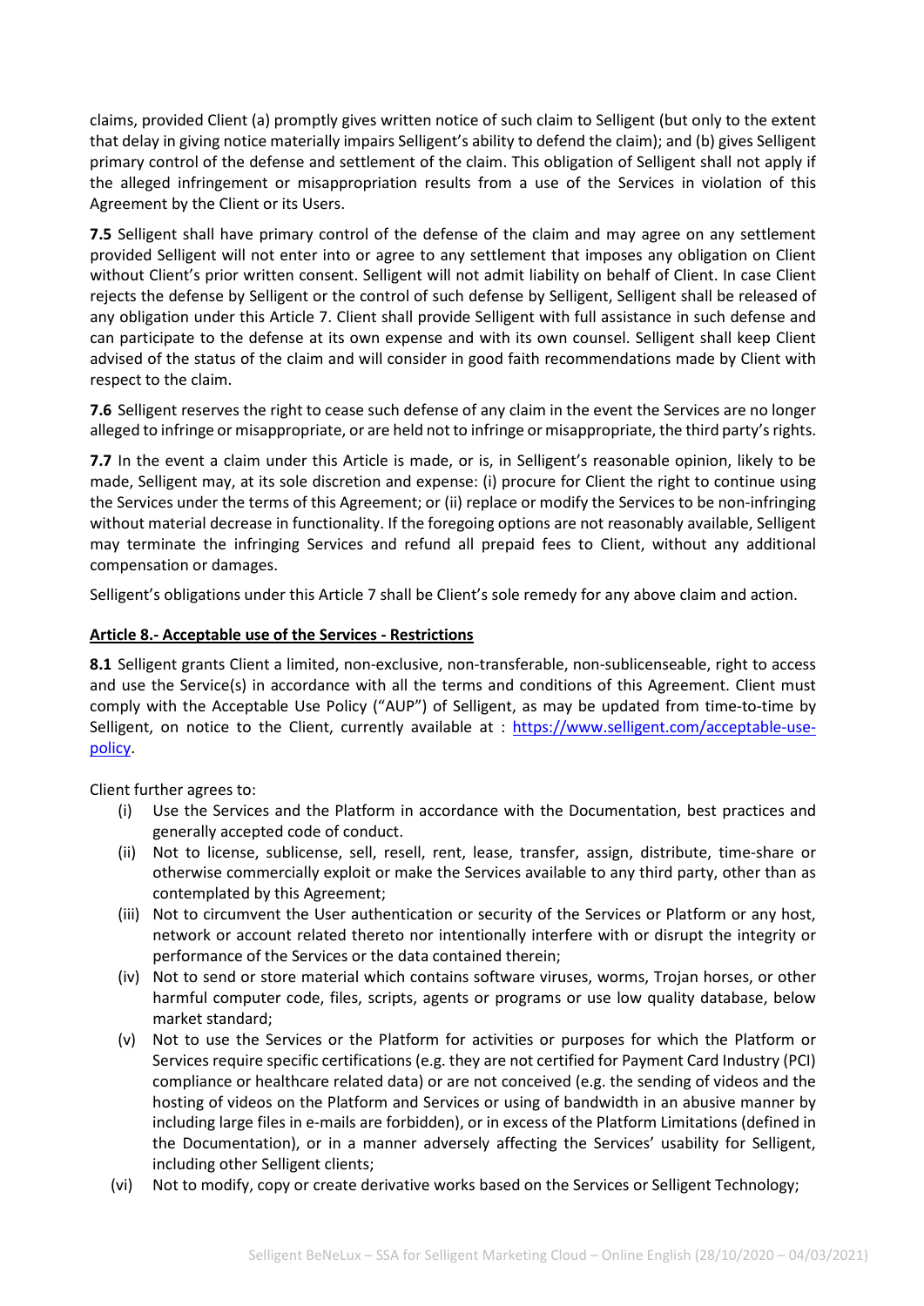claims, provided Client (a) promptly gives written notice of such claim to Selligent (but only to the extent that delay in giving notice materially impairs Selligent's ability to defend the claim); and (b) gives Selligent primary control of the defense and settlement of the claim. This obligation of Selligent shall not apply if the alleged infringement or misappropriation results from a use of the Services in violation of this Agreement by the Client or its Users.

**7.5** Selligent shall have primary control of the defense of the claim and may agree on any settlement provided Selligent will not enter into or agree to any settlement that imposes any obligation on Client without Client's prior written consent. Selligent will not admit liability on behalf of Client. In case Client rejects the defense by Selligent or the control of such defense by Selligent, Selligent shall be released of any obligation under this Article 7. Client shall provide Selligent with full assistance in such defense and can participate to the defense at its own expense and with its own counsel. Selligent shall keep Client advised of the status of the claim and will consider in good faith recommendations made by Client with respect to the claim.

**7.6** Selligent reserves the right to cease such defense of any claim in the event the Services are no longer alleged to infringe or misappropriate, or are held not to infringe or misappropriate, the third party's rights.

**7.7** In the event a claim under this Article is made, or is, in Selligent's reasonable opinion, likely to be made, Selligent may, at its sole discretion and expense: (i) procure for Client the right to continue using the Services under the terms of this Agreement; or (ii) replace or modify the Services to be non-infringing without material decrease in functionality. If the foregoing options are not reasonably available, Selligent may terminate the infringing Services and refund all prepaid fees to Client, without any additional compensation or damages.

Selligent's obligations under this Article 7 shall be Client's sole remedy for any above claim and action.

**Article 8.- Acceptable use of the Services - Restrictions**

**8.1** Selligent grants Client a limited, non-exclusive, non-transferable, non-sublicenseable, right to access and use the Service(s) in accordance with all the terms and conditions of this Agreement. Client must comply with the Acceptable Use Policy ("AUP") of Selligent, as may be updated from time-to-time by Selligent, on notice to the Client, currently available at : https://www.selligent.com/acceptable-use-policy.

Client further agrees to:

(i) Use the Services and the Platform in accordance with the Documentation, best practices and generally accepted code of conduct.

(ii) Not to license, sublicense, sell, resell, rent, lease, transfer, assign, distribute, time-share or otherwise commercially exploit or make the Services available to any third party, other than as contemplated by this Agreement;

(iii) Not to circumvent the User authentication or security of the Services or Platform or any host, network or account related thereto nor intentionally interfere with or disrupt the integrity or performance of the Services or the data contained therein;

(iv) Not to send or store material which contains software viruses, worms, Trojan horses, or other harmful computer code, files, scripts, agents or programs or use low quality database, below market standard;

(v) Not to use the Services or the Platform for activities or purposes for which the Platform or Services require specific certifications (e.g. they are not certified for Payment Card Industry (PCI) compliance or healthcare related data) or are not conceived (e.g. the sending of videos and the hosting of videos on the Platform and Services or using of bandwidth in an abusive manner by including large files in e-mails are forbidden), or in excess of the Platform Limitations (defined in the Documentation), or in a manner adversely affecting the Services' usability for Selligent, including other Selligent clients;

(vi) Not to modify, copy or create derivative works based on the Services or Selligent Technology;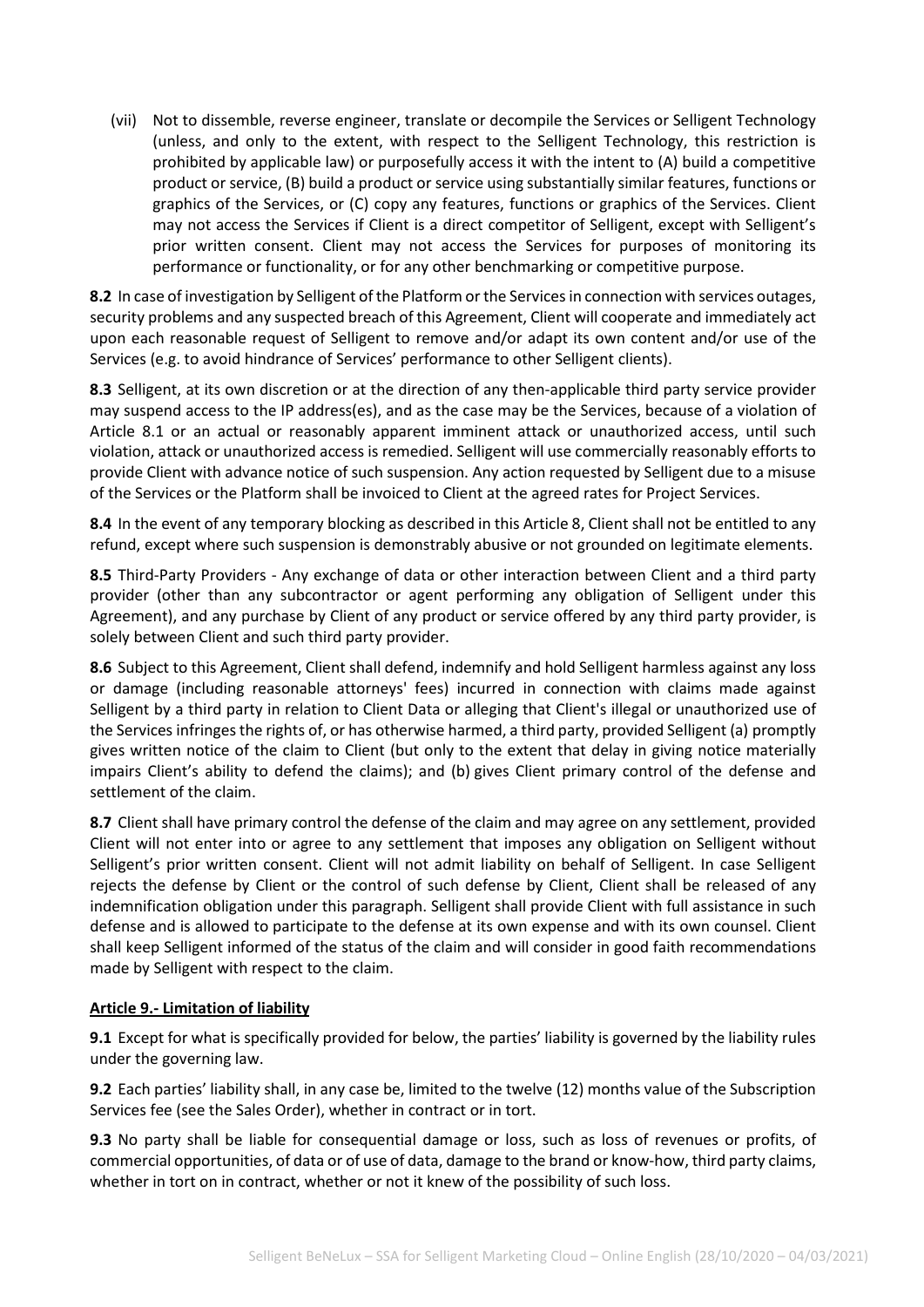(vii) Not to dissemble, reverse engineer, translate or decompile the Services or Selligent Technology (unless, and only to the extent, with respect to the Selligent Technology, this restriction is prohibited by applicable law) or purposefully access it with the intent to (A) build a competitive product or service, (B) build a product or service using substantially similar features, functions or graphics of the Services, or (C) copy any features, functions or graphics of the Services. Client may not access the Services if Client is a direct competitor of Selligent, except with Selligent's prior written consent. Client may not access the Services for purposes of monitoring its performance or functionality, or for any other benchmarking or competitive purpose.

**8.2** In case of investigation by Selligent of the Platform or the Services in connection with services outages, security problems and any suspected breach of this Agreement, Client will cooperate and immediately act upon each reasonable request of Selligent to remove and/or adapt its own content and/or use of the Services (e.g. to avoid hindrance of Services' performance to other Selligent clients).

**8.3** Selligent, at its own discretion or at the direction of any then-applicable third party service provider may suspend access to the IP address(es), and as the case may be the Services, because of a violation of Article 8.1 or an actual or reasonably apparent imminent attack or unauthorized access, until such violation, attack or unauthorized access is remedied. Selligent will use commercially reasonably efforts to provide Client with advance notice of such suspension. Any action requested by Selligent due to a misuse of the Services or the Platform shall be invoiced to Client at the agreed rates for Project Services.

**8.4** In the event of any temporary blocking as described in this Article 8, Client shall not be entitled to any refund, except where such suspension is demonstrably abusive or not grounded on legitimate elements.

**8.5** Third-Party Providers - Any exchange of data or other interaction between Client and a third party provider (other than any subcontractor or agent performing any obligation of Selligent under this Agreement), and any purchase by Client of any product or service offered by any third party provider, is solely between Client and such third party provider.

**8.6** Subject to this Agreement, Client shall defend, indemnify and hold Selligent harmless against any loss or damage (including reasonable attorneys' fees) incurred in connection with claims made against Selligent by a third party in relation to Client Data or alleging that Client's illegal or unauthorized use of the Services infringes the rights of, or has otherwise harmed, a third party, provided Selligent (a) promptly gives written notice of the claim to Client (but only to the extent that delay in giving notice materially impairs Client's ability to defend the claims); and (b) gives Client primary control of the defense and settlement of the claim.

**8.7** Client shall have primary control the defense of the claim and may agree on any settlement, provided Client will not enter into or agree to any settlement that imposes any obligation on Selligent without Selligent's prior written consent. Client will not admit liability on behalf of Selligent. In case Selligent rejects the defense by Client or the control of such defense by Client, Client shall be released of any indemnification obligation under this paragraph. Selligent shall provide Client with full assistance in such defense and is allowed to participate to the defense at its own expense and with its own counsel. Client shall keep Selligent informed of the status of the claim and will consider in good faith recommendations made by Selligent with respect to the claim.

## Article 9.- Limitation of liability

**9.1** Except for what is specifically provided for below, the parties' liability is governed by the liability rules under the governing law.

**9.2** Each parties' liability shall, in any case be, limited to the twelve (12) months value of the Subscription Services fee (see the Sales Order), whether in contract or in tort.

**9.3** No party shall be liable for consequential damage or loss, such as loss of revenues or profits, of commercial opportunities, of data or of use of data, damage to the brand or know-how, third party claims, whether in tort on in contract, whether or not it knew of the possibility of such loss.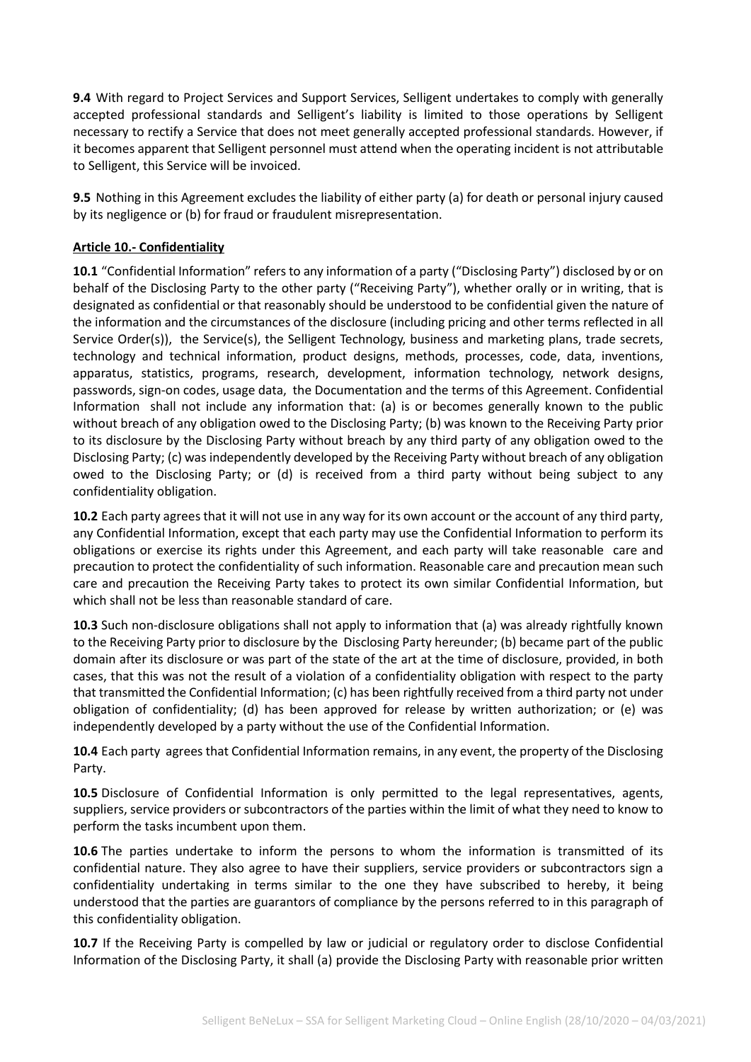**9.4** With regard to Project Services and Support Services, Selligent undertakes to comply with generally accepted professional standards and Selligent's liability is limited to those operations by Selligent necessary to rectify a Service that does not meet generally accepted professional standards. However, if it becomes apparent that Selligent personnel must attend when the operating incident is not attributable to Selligent, this Service will be invoiced.

**9.5** Nothing in this Agreement excludes the liability of either party (a) for death or personal injury caused by its negligence or (b) for fraud or fraudulent misrepresentation.

**Article 10.- Confidentiality**

**10.1** "Confidential Information" refers to any information of a party ("Disclosing Party") disclosed by or on behalf of the Disclosing Party to the other party ("Receiving Party"), whether orally or in writing, that is designated as confidential or that reasonably should be understood to be confidential given the nature of the information and the circumstances of the disclosure (including pricing and other terms reflected in all Service Order(s)), the Service(s), the Selligent Technology, business and marketing plans, trade secrets, technology and technical information, product designs, methods, processes, code, data, inventions, apparatus, statistics, programs, research, development, information technology, network designs, passwords, sign-on codes, usage data, the Documentation and the terms of this Agreement. Confidential Information shall not include any information that: (a) is or becomes generally known to the public without breach of any obligation owed to the Disclosing Party; (b) was known to the Receiving Party prior to its disclosure by the Disclosing Party without breach by any third party of any obligation owed to the Disclosing Party; (c) was independently developed by the Receiving Party without breach of any obligation owed to the Disclosing Party; or (d) is received from a third party without being subject to any confidentiality obligation.

**10.2** Each party agrees that it will not use in any way for its own account or the account of any third party, any Confidential Information, except that each party may use the Confidential Information to perform its obligations or exercise its rights under this Agreement, and each party will take reasonable care and precaution to protect the confidentiality of such information. Reasonable care and precaution mean such care and precaution the Receiving Party takes to protect its own similar Confidential Information, but which shall not be less than reasonable standard of care.

**10.3** Such non-disclosure obligations shall not apply to information that (a) was already rightfully known to the Receiving Party prior to disclosure by the Disclosing Party hereunder; (b) became part of the public domain after its disclosure or was part of the state of the art at the time of disclosure, provided, in both cases, that this was not the result of a violation of a confidentiality obligation with respect to the party that transmitted the Confidential Information; (c) has been rightfully received from a third party not under obligation of confidentiality; (d) has been approved for release by written authorization; or (e) was independently developed by a party without the use of the Confidential Information.

**10.4** Each party agrees that Confidential Information remains, in any event, the property of the Disclosing Party.

**10.5** Disclosure of Confidential Information is only permitted to the legal representatives, agents, suppliers, service providers or subcontractors of the parties within the limit of what they need to know to perform the tasks incumbent upon them.

**10.6** The parties undertake to inform the persons to whom the information is transmitted of its confidential nature. They also agree to have their suppliers, service providers or subcontractors sign a confidentiality undertaking in terms similar to the one they have subscribed to hereby, it being understood that the parties are guarantors of compliance by the persons referred to in this paragraph of this confidentiality obligation.

**10.7** If the Receiving Party is compelled by law or judicial or regulatory order to disclose Confidential Information of the Disclosing Party, it shall (a) provide the Disclosing Party with reasonable prior written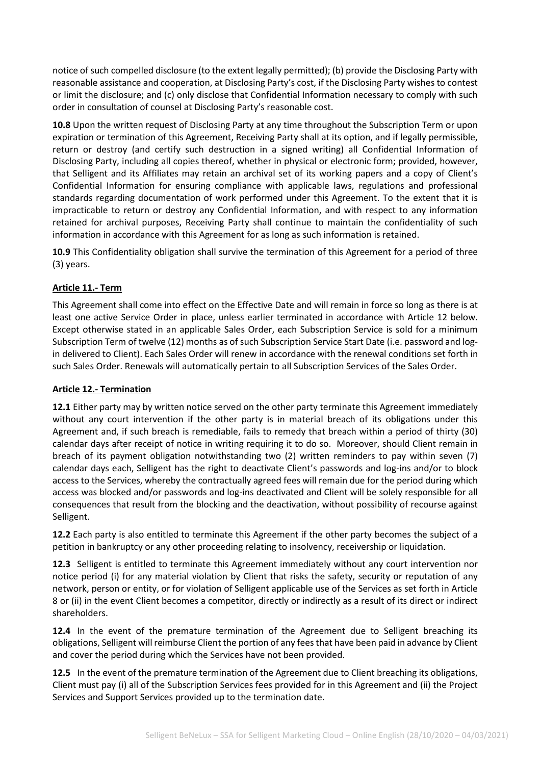notice of such compelled disclosure (to the extent legally permitted); (b) provide the Disclosing Party with reasonable assistance and cooperation, at Disclosing Party's cost, if the Disclosing Party wishes to contest or limit the disclosure; and (c) only disclose that Confidential Information necessary to comply with such order in consultation of counsel at Disclosing Party's reasonable cost.

**10.8** Upon the written request of Disclosing Party at any time throughout the Subscription Term or upon expiration or termination of this Agreement, Receiving Party shall at its option, and if legally permissible, return or destroy (and certify such destruction in a signed writing) all Confidential Information of Disclosing Party, including all copies thereof, whether in physical or electronic form; provided, however, that Selligent and its Affiliates may retain an archival set of its working papers and a copy of Client's Confidential Information for ensuring compliance with applicable laws, regulations and professional standards regarding documentation of work performed under this Agreement. To the extent that it is impracticable to return or destroy any Confidential Information, and with respect to any information retained for archival purposes, Receiving Party shall continue to maintain the confidentiality of such information in accordance with this Agreement for as long as such information is retained.

**10.9** This Confidentiality obligation shall survive the termination of this Agreement for a period of three (3) years.

**Article 11.- Term**

This Agreement shall come into effect on the Effective Date and will remain in force so long as there is at least one active Service Order in place, unless earlier terminated in accordance with Article 12 below. Except otherwise stated in an applicable Sales Order, each Subscription Service is sold for a minimum Subscription Term of twelve (12) months as of such Subscription Service Start Date (i.e. password and log-in delivered to Client). Each Sales Order will renew in accordance with the renewal conditions set forth in such Sales Order. Renewals will automatically pertain to all Subscription Services of the Sales Order.

**Article 12.- Termination**

**12.1** Either party may by written notice served on the other party terminate this Agreement immediately without any court intervention if the other party is in material breach of its obligations under this Agreement and, if such breach is remediable, fails to remedy that breach within a period of thirty (30) calendar days after receipt of notice in writing requiring it to do so. Moreover, should Client remain in breach of its payment obligation notwithstanding two (2) written reminders to pay within seven (7) calendar days each, Selligent has the right to deactivate Client's passwords and log-ins and/or to block access to the Services, whereby the contractually agreed fees will remain due for the period during which access was blocked and/or passwords and log-ins deactivated and Client will be solely responsible for all consequences that result from the blocking and the deactivation, without possibility of recourse against Selligent.

**12.2** Each party is also entitled to terminate this Agreement if the other party becomes the subject of a petition in bankruptcy or any other proceeding relating to insolvency, receivership or liquidation.

**12.3** Selligent is entitled to terminate this Agreement immediately without any court intervention nor notice period (i) for any material violation by Client that risks the safety, security or reputation of any network, person or entity, or for violation of Selligent applicable use of the Services as set forth in Article 8 or (ii) in the event Client becomes a competitor, directly or indirectly as a result of its direct or indirect shareholders.

**12.4** In the event of the premature termination of the Agreement due to Selligent breaching its obligations, Selligent will reimburse Client the portion of any fees that have been paid in advance by Client and cover the period during which the Services have not been provided.

**12.5** In the event of the premature termination of the Agreement due to Client breaching its obligations, Client must pay (i) all of the Subscription Services fees provided for in this Agreement and (ii) the Project Services and Support Services provided up to the termination date.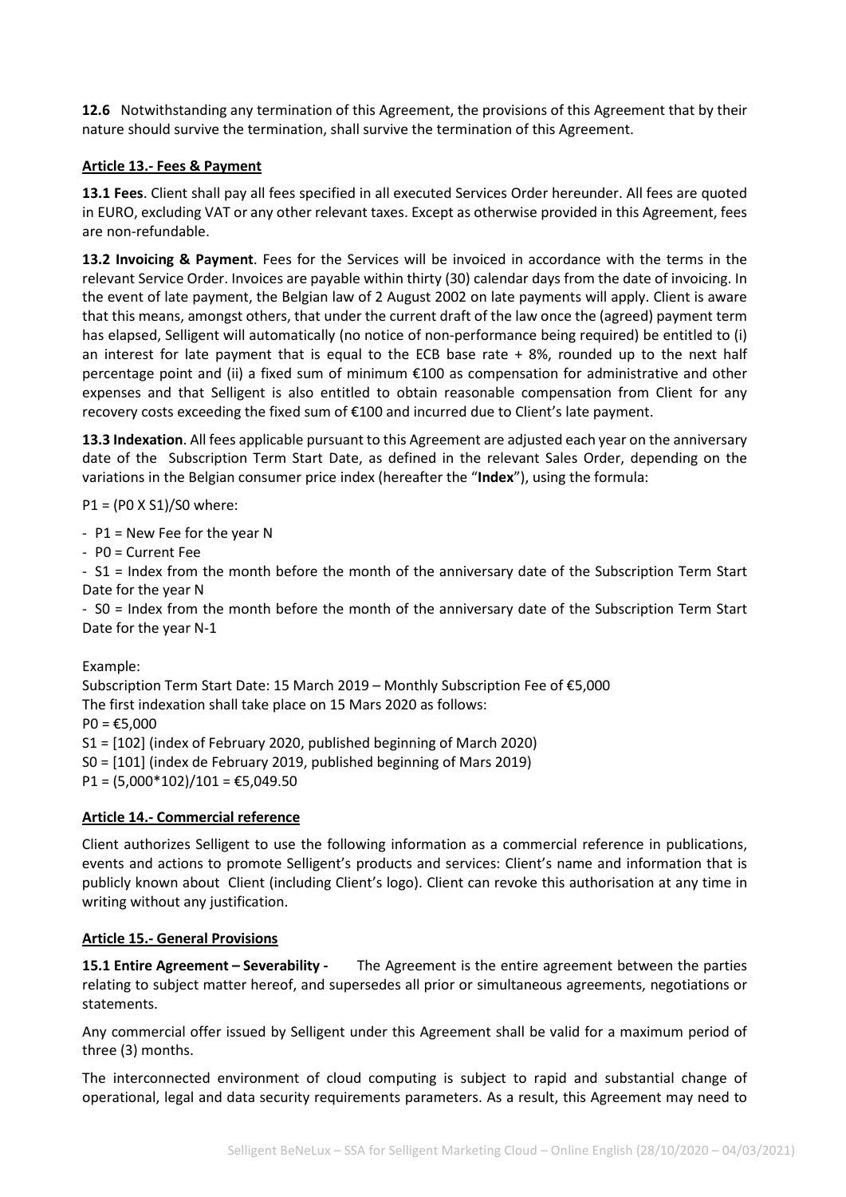**12.6** Notwithstanding any termination of this Agreement, the provisions of this Agreement that by their nature should survive the termination, shall survive the termination of this Agreement.

## Article 13.- Fees & Payment

**13.1 Fees**. Client shall pay all fees specified in all executed Services Order hereunder. All fees are quoted in EURO, excluding VAT or any other relevant taxes. Except as otherwise provided in this Agreement, fees are non-refundable.

**13.2 Invoicing & Payment**. Fees for the Services will be invoiced in accordance with the terms in the relevant Service Order. Invoices are payable within thirty (30) calendar days from the date of invoicing. In the event of late payment, the Belgian law of 2 August 2002 on late payments will apply. Client is aware that this means, amongst others, that under the current draft of the law once the (agreed) payment term has elapsed, Selligent will automatically (no notice of non-performance being required) be entitled to (i) an interest for late payment that is equal to the ECB base rate + 8%, rounded up to the next half percentage point and (ii) a fixed sum of minimum €100 as compensation for administrative and other expenses and that Selligent is also entitled to obtain reasonable compensation from Client for any recovery costs exceeding the fixed sum of €100 and incurred due to Client's late payment.

**13.3 Indexation**. All fees applicable pursuant to this Agreement are adjusted each year on the anniversary date of the Subscription Term Start Date, as defined in the relevant Sales Order, depending on the variations in the Belgian consumer price index (hereafter the "**Index**"), using the formula:

P1 = (P0 X S1)/S0 where:

- P1 = New Fee for the year N
- P0 = Current Fee
- S1 = Index from the month before the month of the anniversary date of the Subscription Term Start Date for the year N
- S0 = Index from the month before the month of the anniversary date of the Subscription Term Start Date for the year N-1

Example:
Subscription Term Start Date: 15 March 2019 – Monthly Subscription Fee of €5,000
The first indexation shall take place on 15 Mars 2020 as follows:
P0 = €5,000
S1 = [102] (index of February 2020, published beginning of March 2020)
S0 = [101] (index de February 2019, published beginning of Mars 2019)
P1 = (5,000*102)/101 = €5,049.50

## Article 14.- Commercial reference

Client authorizes Selligent to use the following information as a commercial reference in publications, events and actions to promote Selligent's products and services: Client's name and information that is publicly known about Client (including Client's logo). Client can revoke this authorisation at any time in writing without any justification.

## Article 15.- General Provisions

**15.1 Entire Agreement – Severability -** The Agreement is the entire agreement between the parties relating to subject matter hereof, and supersedes all prior or simultaneous agreements, negotiations or statements.

Any commercial offer issued by Selligent under this Agreement shall be valid for a maximum period of three (3) months.

The interconnected environment of cloud computing is subject to rapid and substantial change of operational, legal and data security requirements parameters. As a result, this Agreement may need to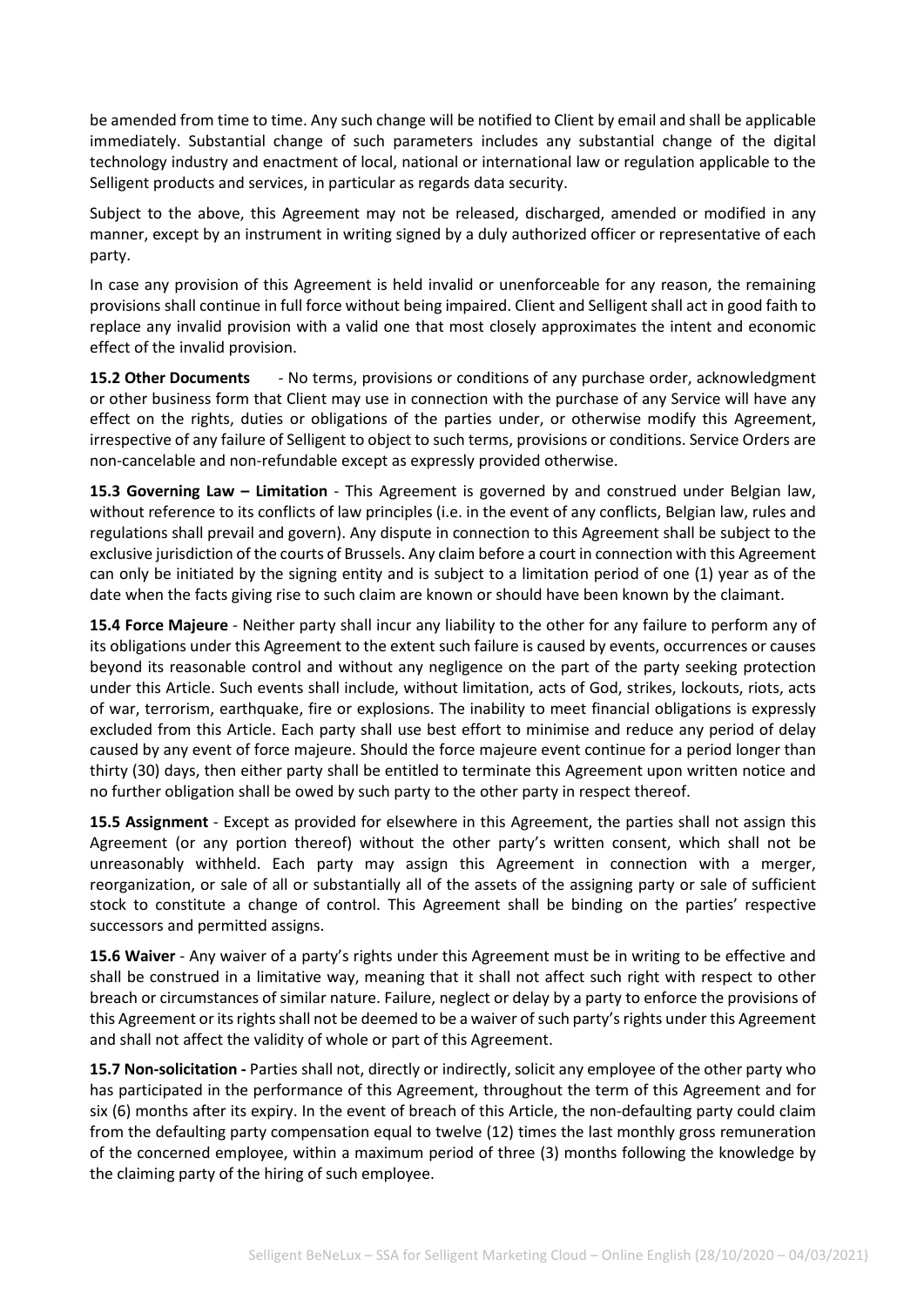be amended from time to time. Any such change will be notified to Client by email and shall be applicable immediately. Substantial change of such parameters includes any substantial change of the digital technology industry and enactment of local, national or international law or regulation applicable to the Selligent products and services, in particular as regards data security.

Subject to the above, this Agreement may not be released, discharged, amended or modified in any manner, except by an instrument in writing signed by a duly authorized officer or representative of each party.

In case any provision of this Agreement is held invalid or unenforceable for any reason, the remaining provisions shall continue in full force without being impaired. Client and Selligent shall act in good faith to replace any invalid provision with a valid one that most closely approximates the intent and economic effect of the invalid provision.

**15.2 Other Documents** - No terms, provisions or conditions of any purchase order, acknowledgment or other business form that Client may use in connection with the purchase of any Service will have any effect on the rights, duties or obligations of the parties under, or otherwise modify this Agreement, irrespective of any failure of Selligent to object to such terms, provisions or conditions. Service Orders are non-cancelable and non-refundable except as expressly provided otherwise.

**15.3 Governing Law – Limitation** - This Agreement is governed by and construed under Belgian law, without reference to its conflicts of law principles (i.e. in the event of any conflicts, Belgian law, rules and regulations shall prevail and govern). Any dispute in connection to this Agreement shall be subject to the exclusive jurisdiction of the courts of Brussels. Any claim before a court in connection with this Agreement can only be initiated by the signing entity and is subject to a limitation period of one (1) year as of the date when the facts giving rise to such claim are known or should have been known by the claimant.

**15.4 Force Majeure** - Neither party shall incur any liability to the other for any failure to perform any of its obligations under this Agreement to the extent such failure is caused by events, occurrences or causes beyond its reasonable control and without any negligence on the part of the party seeking protection under this Article. Such events shall include, without limitation, acts of God, strikes, lockouts, riots, acts of war, terrorism, earthquake, fire or explosions. The inability to meet financial obligations is expressly excluded from this Article. Each party shall use best effort to minimise and reduce any period of delay caused by any event of force majeure. Should the force majeure event continue for a period longer than thirty (30) days, then either party shall be entitled to terminate this Agreement upon written notice and no further obligation shall be owed by such party to the other party in respect thereof.

**15.5 Assignment** - Except as provided for elsewhere in this Agreement, the parties shall not assign this Agreement (or any portion thereof) without the other party's written consent, which shall not be unreasonably withheld. Each party may assign this Agreement in connection with a merger, reorganization, or sale of all or substantially all of the assets of the assigning party or sale of sufficient stock to constitute a change of control. This Agreement shall be binding on the parties' respective successors and permitted assigns.

**15.6 Waiver** - Any waiver of a party's rights under this Agreement must be in writing to be effective and shall be construed in a limitative way, meaning that it shall not affect such right with respect to other breach or circumstances of similar nature. Failure, neglect or delay by a party to enforce the provisions of this Agreement or its rights shall not be deemed to be a waiver of such party's rights under this Agreement and shall not affect the validity of whole or part of this Agreement.

**15.7 Non-solicitation -** Parties shall not, directly or indirectly, solicit any employee of the other party who has participated in the performance of this Agreement, throughout the term of this Agreement and for six (6) months after its expiry. In the event of breach of this Article, the non-defaulting party could claim from the defaulting party compensation equal to twelve (12) times the last monthly gross remuneration of the concerned employee, within a maximum period of three (3) months following the knowledge by the claiming party of the hiring of such employee.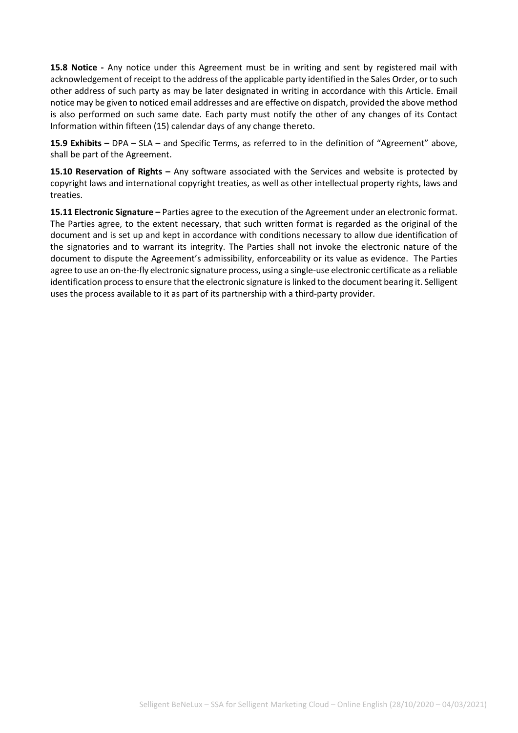**15.8 Notice -** Any notice under this Agreement must be in writing and sent by registered mail with acknowledgement of receipt to the address of the applicable party identified in the Sales Order, or to such other address of such party as may be later designated in writing in accordance with this Article. Email notice may be given to noticed email addresses and are effective on dispatch, provided the above method is also performed on such same date. Each party must notify the other of any changes of its Contact Information within fifteen (15) calendar days of any change thereto.

**15.9 Exhibits –** DPA – SLA – and Specific Terms, as referred to in the definition of "Agreement" above, shall be part of the Agreement.

**15.10 Reservation of Rights –** Any software associated with the Services and website is protected by copyright laws and international copyright treaties, as well as other intellectual property rights, laws and treaties.

**15.11 Electronic Signature –** Parties agree to the execution of the Agreement under an electronic format. The Parties agree, to the extent necessary, that such written format is regarded as the original of the document and is set up and kept in accordance with conditions necessary to allow due identification of the signatories and to warrant its integrity. The Parties shall not invoke the electronic nature of the document to dispute the Agreement's admissibility, enforceability or its value as evidence. The Parties agree to use an on-the-fly electronic signature process, using a single-use electronic certificate as a reliable identification process to ensure that the electronic signature is linked to the document bearing it. Selligent uses the process available to it as part of its partnership with a third-party provider.